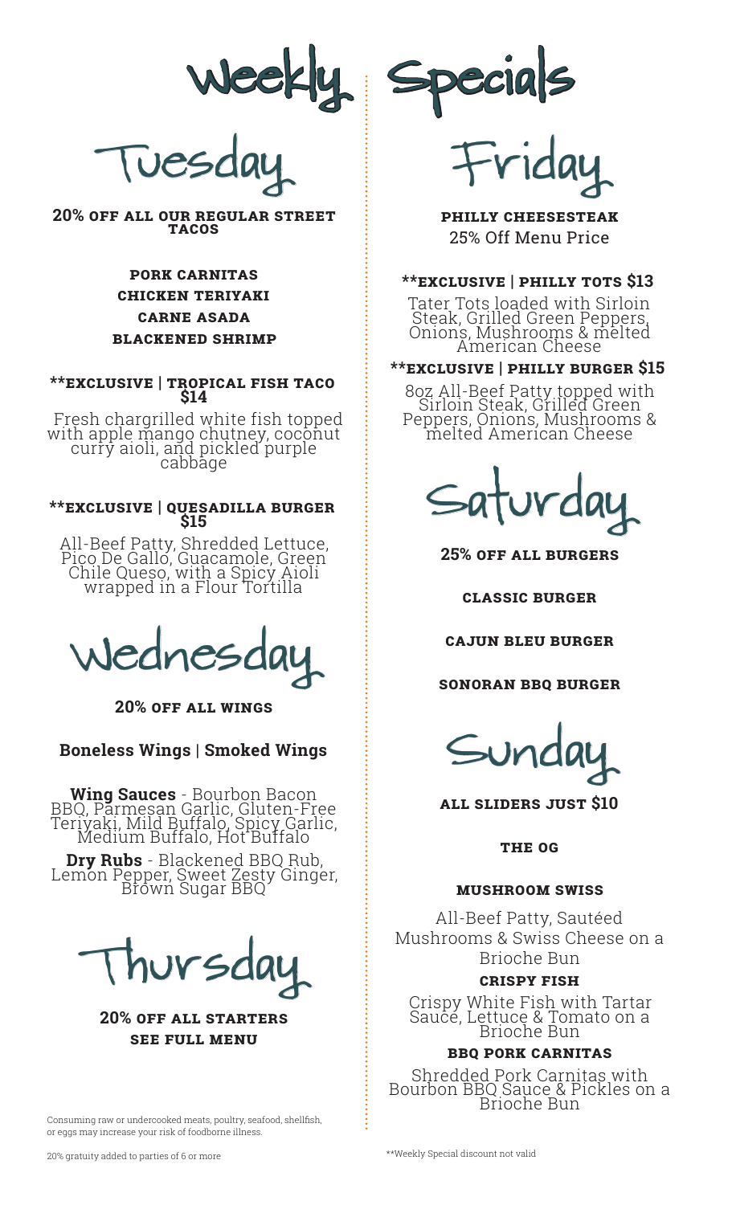# Weekly Specials

## Tuesday

**20% OFF ALL OUR REGULAR STREET TACOS**

**PORK CARNITAS**

**CHICKEN TERIYAKI**

**CARNE ASADA**

**BLACKENED SHRIMP**

**\*\*EXCLUSIVE | TROPICAL FISH TACO $14**

Fresh chargrilled white fish topped with apple mango chutney, coconut curry aioli, and pickled purple cabbage

**\*\*EXCLUSIVE | QUESADILLA BURGER $15**

All-Beef Patty, Shredded Lettuce, Pico De Gallo, Guacamole, Green Chile Queso, with a Spicy Aioli wrapped in a Flour Tortilla

## Wednesday

**20% OFF ALL WINGS**

**Boneless Wings | Smoked Wings**

**Wing Sauces** - Bourbon Bacon BBQ, Parmesan Garlic, Gluten-Free Teriyaki, Mild Buffalo, Spicy Garlic, Medium Buffalo, Hot Buffalo

**Dry Rubs** - Blackened BBQ Rub, Lemon Pepper, Sweet Zesty Ginger, Brown Sugar BBQ

## Thursday

**20% OFF ALL STARTERS**

**SEE FULL MENU**

## Friday

**PHILLY CHEESESTEAK**

25% Off Menu Price

**\*\*EXCLUSIVE | PHILLY TOTS $13**

Tater Tots loaded with Sirloin Steak, Grilled Green Peppers, Onions, Mushrooms & melted American Cheese

**\*\*EXCLUSIVE | PHILLY BURGER $15**

8oz All-Beef Patty topped with Sirloin Steak, Grilled Green Peppers, Onions, Mushrooms & melted American Cheese

## Saturday

**25% OFF ALL BURGERS**

**CLASSIC BURGER**

**CAJUN BLEU BURGER**

**SONORAN BBQ BURGER**

## Sunday

**ALL SLIDERS JUST $10**

**THE OG**

**MUSHROOM SWISS**

All-Beef Patty, Sautéed Mushrooms & Swiss Cheese on a Brioche Bun

**CRISPY FISH**

Crispy White Fish with Tartar Sauce, Lettuce & Tomato on a Brioche Bun

**BBQ PORK CARNITAS**

Shredded Pork Carnitas with Bourbon BBQ Sauce & Pickles on a Brioche Bun

Consuming raw or undercooked meats, poultry, seafood, shellfish, or eggs may increase your risk of foodborne illness.

20% gratuity added to parties of 6 or more

\*\*Weekly Special discount not valid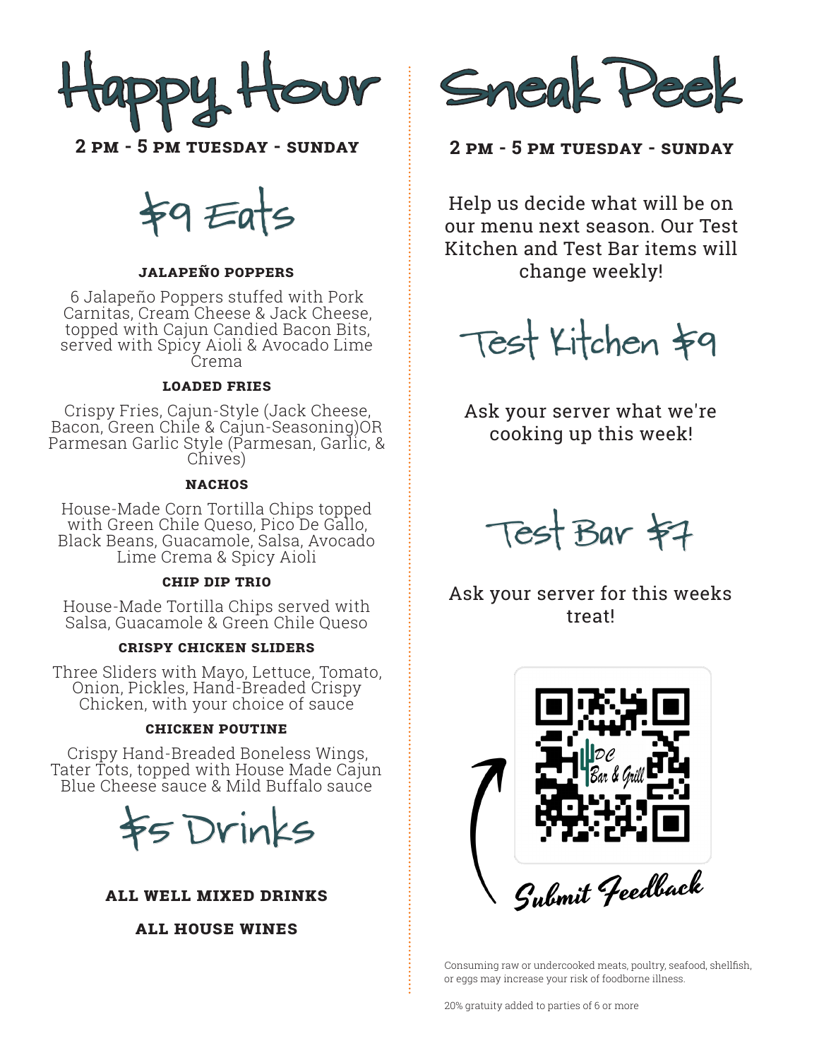# Happy Hour

**2 PM - 5 PM TUESDAY - SUNDAY**

## $9 Eats

### JALAPEÑO POPPERS

6 Jalapeño Poppers stuffed with Pork Carnitas, Cream Cheese & Jack Cheese, topped with Cajun Candied Bacon Bits, served with Spicy Aioli & Avocado Lime Crema

### LOADED FRIES

Crispy Fries, Cajun-Style (Jack Cheese, Bacon, Green Chile & Cajun-Seasoning)OR Parmesan Garlic Style (Parmesan, Garlic, & Chives)

### NACHOS

House-Made Corn Tortilla Chips topped with Green Chile Queso, Pico De Gallo, Black Beans, Guacamole, Salsa, Avocado Lime Crema & Spicy Aioli

### CHIP DIP TRIO

House-Made Tortilla Chips served with Salsa, Guacamole & Green Chile Queso

### CRISPY CHICKEN SLIDERS

Three Sliders with Mayo, Lettuce, Tomato, Onion, Pickles, Hand-Breaded Crispy Chicken, with your choice of sauce

### CHICKEN POUTINE

Crispy Hand-Breaded Boneless Wings, Tater Tots, topped with House Made Cajun Blue Cheese sauce & Mild Buffalo sauce

## $5 Drinks

**ALL WELL MIXED DRINKS**

**ALL HOUSE WINES**

# Sneak Peek

**2 PM - 5 PM TUESDAY - SUNDAY**

Help us decide what will be on our menu next season. Our Test Kitchen and Test Bar items will change weekly!

## Test Kitchen $9

Ask your server what we're cooking up this week!

## Test Bar $7

Ask your server for this weeks treat!

DC Bar & Grill

Submit Feedback

Consuming raw or undercooked meats, poultry, seafood, shellfish, or eggs may increase your risk of foodborne illness.

20% gratuity added to parties of 6 or more